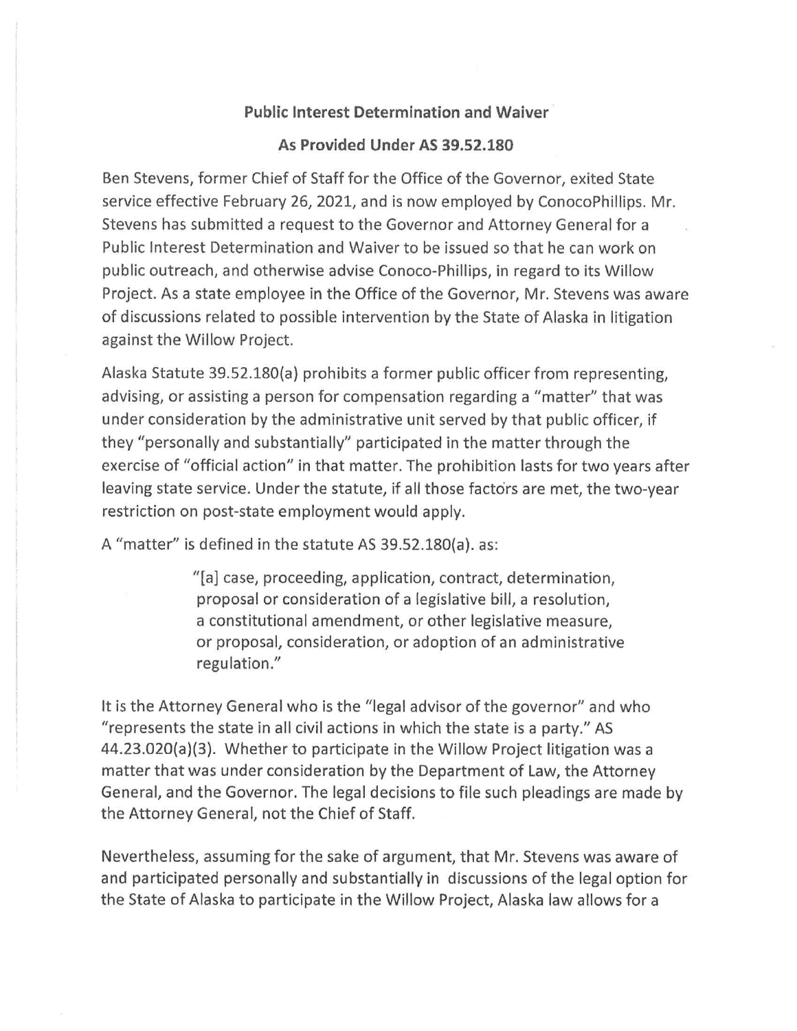**Public Interest Determination and Waiver**

**As Provided Under AS 39.52.180**

Ben Stevens, former Chief of Staff for the Office of the Governor, exited State service effective February 26, 2021, and is now employed by ConocoPhillips. Mr. Stevens has submitted a request to the Governor and Attorney General for a Public Interest Determination and Waiver to be issued so that he can work on public outreach, and otherwise advise Conoco-Phillips, in regard to its Willow Project. As a state employee in the Office of the Governor, Mr. Stevens was aware of discussions related to possible intervention by the State of Alaska in litigation against the Willow Project.

Alaska Statute 39.52.180(a) prohibits a former public officer from representing, advising, or assisting a person for compensation regarding a "matter" that was under consideration by the administrative unit served by that public officer, if they "personally and substantially" participated in the matter through the exercise of "official action" in that matter. The prohibition lasts for two years after leaving state service. Under the statute, if all those factors are met, the two-year restriction on post-state employment would apply.

A "matter" is defined in the statute AS 39.52.180(a). as:

> "[a] case, proceeding, application, contract, determination, proposal or consideration of a legislative bill, a resolution, a constitutional amendment, or other legislative measure, or proposal, consideration, or adoption of an administrative regulation."

It is the Attorney General who is the "legal advisor of the governor" and who "represents the state in all civil actions in which the state is a party." AS 44.23.020(a)(3). Whether to participate in the Willow Project litigation was a matter that was under consideration by the Department of Law, the Attorney General, and the Governor. The legal decisions to file such pleadings are made by the Attorney General, not the Chief of Staff.

Nevertheless, assuming for the sake of argument, that Mr. Stevens was aware of and participated personally and substantially in discussions of the legal option for the State of Alaska to participate in the Willow Project, Alaska law allows for a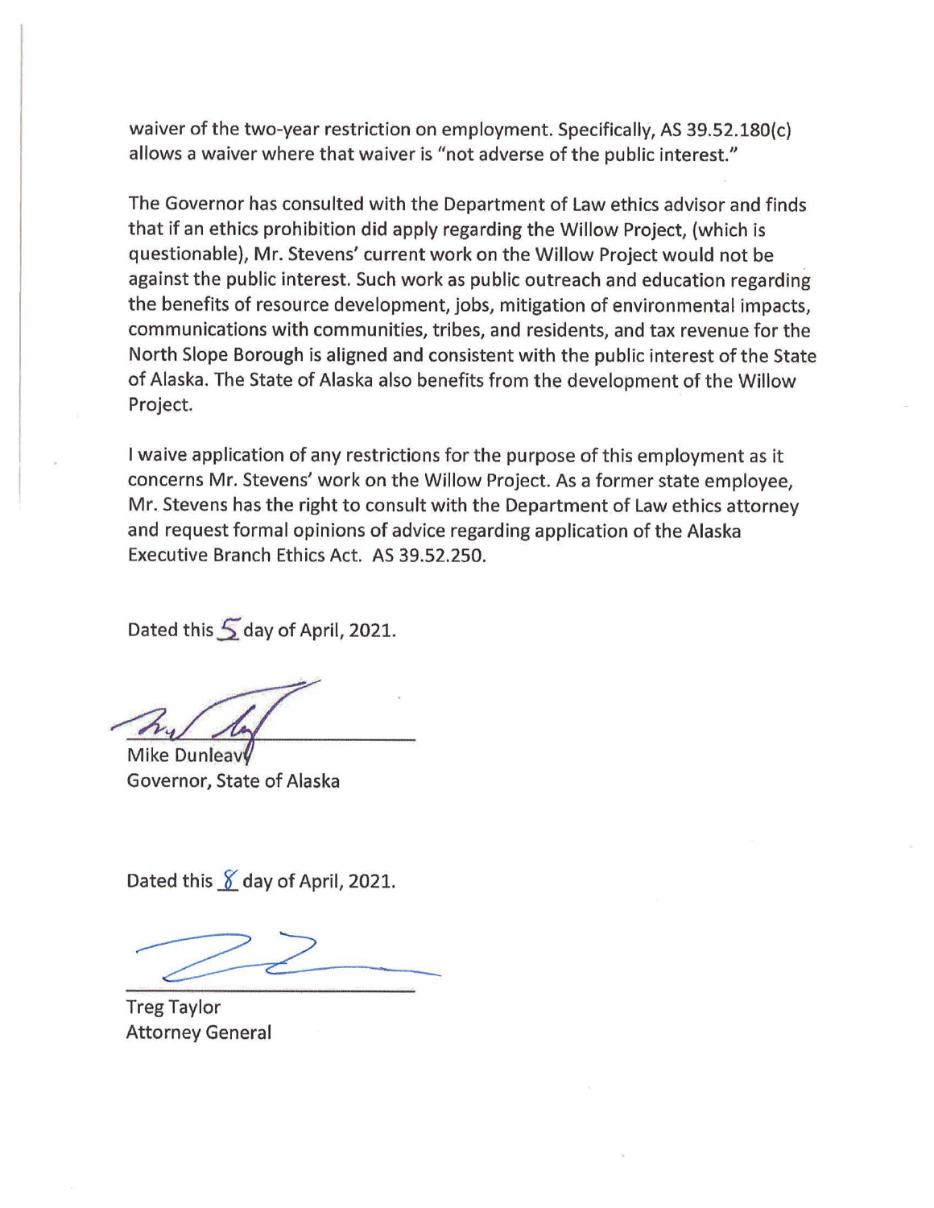waiver of the two-year restriction on employment. Specifically, AS 39.52.180(c) allows a waiver where that waiver is "not adverse of the public interest."

The Governor has consulted with the Department of Law ethics advisor and finds that if an ethics prohibition did apply regarding the Willow Project, (which is questionable), Mr. Stevens' current work on the Willow Project would not be against the public interest. Such work as public outreach and education regarding the benefits of resource development, jobs, mitigation of environmental impacts, communications with communities, tribes, and residents, and tax revenue for the North Slope Borough is aligned and consistent with the public interest of the State of Alaska. The State of Alaska also benefits from the development of the Willow Project.

I waive application of any restrictions for the purpose of this employment as it concerns Mr. Stevens' work on the Willow Project. As a former state employee, Mr. Stevens has the right to consult with the Department of Law ethics attorney and request formal opinions of advice regarding application of the Alaska Executive Branch Ethics Act. AS 39.52.250.

Dated this 5 day of April, 2021.

Mike Dunleavy
Governor, State of Alaska

Dated this 8 day of April, 2021.

Treg Taylor
Attorney General